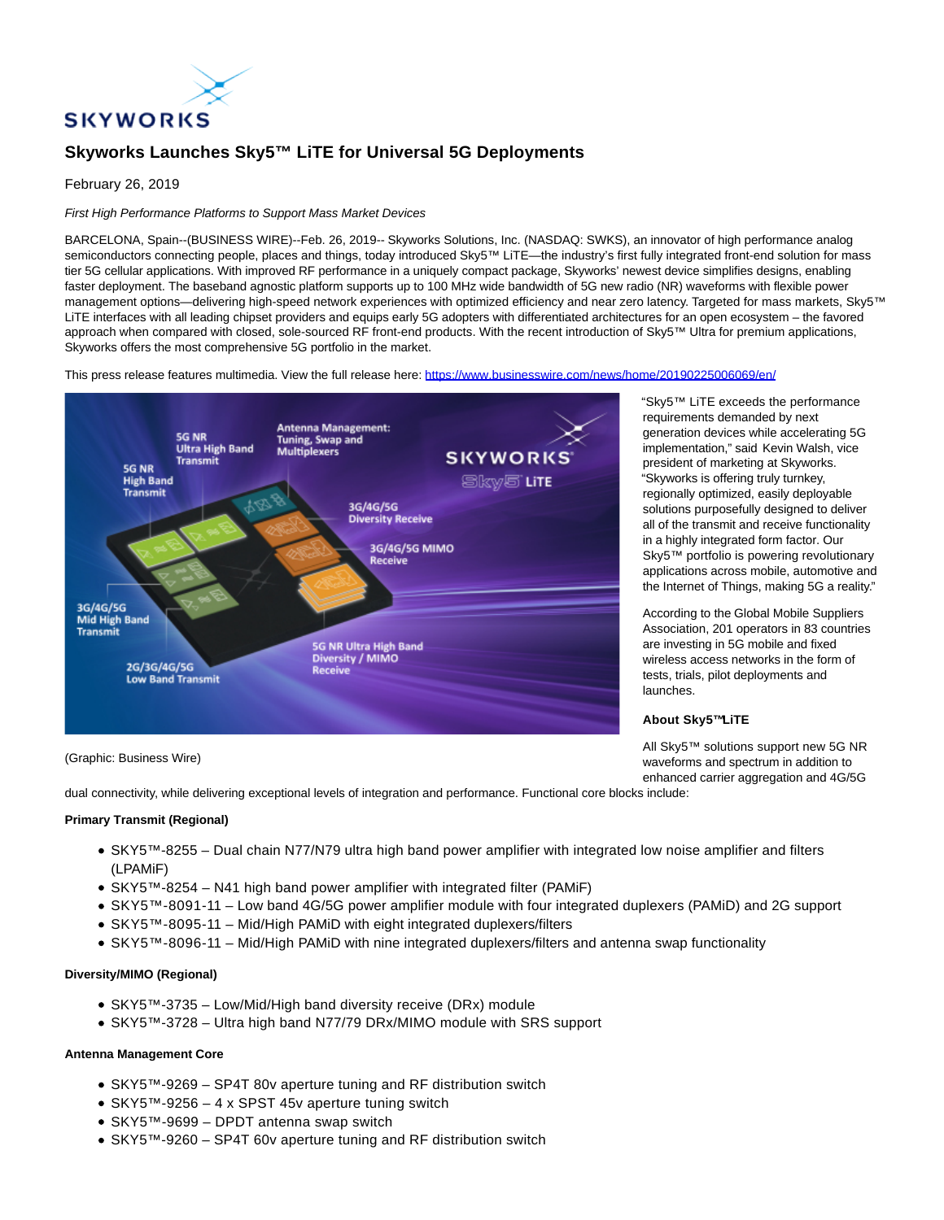# Skyworks Launches Sky5™ LiTE for Universal 5G Deployments

February 26, 2019

*First High Performance Platforms to Support Mass Market Devices*

BARCELONA, Spain--(BUSINESS WIRE)--Feb. 26, 2019-- Skyworks Solutions, Inc. (NASDAQ: SWKS), an innovator of high performance analog semiconductors connecting people, places and things, today introduced Sky5™ LiTE—the industry's first fully integrated front-end solution for mass tier 5G cellular applications. With improved RF performance in a uniquely compact package, Skyworks' newest device simplifies designs, enabling faster deployment. The baseband agnostic platform supports up to 100 MHz wide bandwidth of 5G new radio (NR) waveforms with flexible power management options—delivering high-speed network experiences with optimized efficiency and near zero latency. Targeted for mass markets, Sky5™ LiTE interfaces with all leading chipset providers and equips early 5G adopters with differentiated architectures for an open ecosystem – the favored approach when compared with closed, sole-sourced RF front-end products. With the recent introduction of Sky5™ Ultra for premium applications, Skyworks offers the most comprehensive 5G portfolio in the market.

This press release features multimedia. View the full release here: https://www.businesswire.com/news/home/20190225006069/en/

(Graphic: Business Wire)

"Sky5™ LiTE exceeds the performance requirements demanded by next generation devices while accelerating 5G implementation," said Kevin Walsh, vice president of marketing at Skyworks. "Skyworks is offering truly turnkey, regionally optimized, easily deployable solutions purposefully designed to deliver all of the transmit and receive functionality in a highly integrated form factor. Our Sky5™ portfolio is powering revolutionary applications across mobile, automotive and the Internet of Things, making 5G a reality."

According to the Global Mobile Suppliers Association, 201 operators in 83 countries are investing in 5G mobile and fixed wireless access networks in the form of tests, trials, pilot deployments and launches.

**About Sky5™ LiTE**

All Sky5™ solutions support new 5G NR waveforms and spectrum in addition to enhanced carrier aggregation and 4G/5G dual connectivity, while delivering exceptional levels of integration and performance. Functional core blocks include:

**Primary Transmit (Regional)**

- SKY5™-8255 – Dual chain N77/N79 ultra high band power amplifier with integrated low noise amplifier and filters (LPAMiF)
- SKY5™-8254 – N41 high band power amplifier with integrated filter (PAMiF)
- SKY5™-8091-11 – Low band 4G/5G power amplifier module with four integrated duplexers (PAMiD) and 2G support
- SKY5™-8095-11 – Mid/High PAMiD with eight integrated duplexers/filters
- SKY5™-8096-11 – Mid/High PAMiD with nine integrated duplexers/filters and antenna swap functionality

**Diversity/MIMO (Regional)**

- SKY5™-3735 – Low/Mid/High band diversity receive (DRx) module
- SKY5™-3728 – Ultra high band N77/79 DRx/MIMO module with SRS support

**Antenna Management Core**

- SKY5™-9269 – SP4T 80v aperture tuning and RF distribution switch
- SKY5™-9256 – 4 x SPST 45v aperture tuning switch
- SKY5™-9699 – DPDT antenna swap switch
- SKY5™-9260 – SP4T 60v aperture tuning and RF distribution switch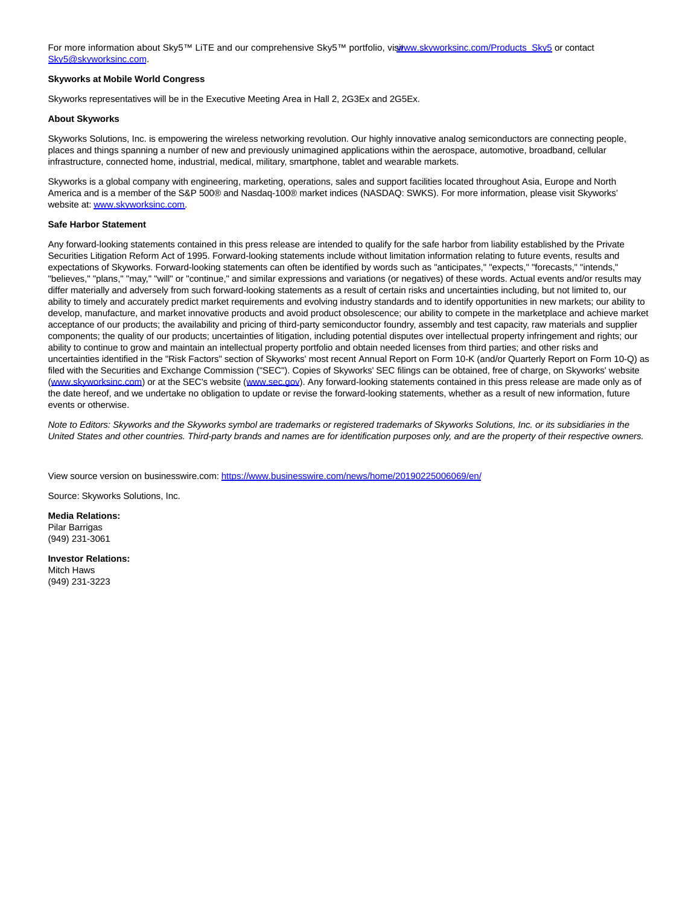For more information about Sky5™ LiTE and our comprehensive Sky5™ portfolio, visit www.skyworksinc.com/Products_Sky5 or contact Sky5@skyworksinc.com.

**Skyworks at Mobile World Congress**

Skyworks representatives will be in the Executive Meeting Area in Hall 2, 2G3Ex and 2G5Ex.

**About Skyworks**

Skyworks Solutions, Inc. is empowering the wireless networking revolution. Our highly innovative analog semiconductors are connecting people, places and things spanning a number of new and previously unimagined applications within the aerospace, automotive, broadband, cellular infrastructure, connected home, industrial, medical, military, smartphone, tablet and wearable markets.

Skyworks is a global company with engineering, marketing, operations, sales and support facilities located throughout Asia, Europe and North America and is a member of the S&P 500® and Nasdaq-100® market indices (NASDAQ: SWKS). For more information, please visit Skyworks' website at: www.skyworksinc.com.

**Safe Harbor Statement**

Any forward-looking statements contained in this press release are intended to qualify for the safe harbor from liability established by the Private Securities Litigation Reform Act of 1995. Forward-looking statements include without limitation information relating to future events, results and expectations of Skyworks. Forward-looking statements can often be identified by words such as "anticipates," "expects," "forecasts," "intends," "believes," "plans," "may," "will" or "continue," and similar expressions and variations (or negatives) of these words. Actual events and/or results may differ materially and adversely from such forward-looking statements as a result of certain risks and uncertainties including, but not limited to, our ability to timely and accurately predict market requirements and evolving industry standards and to identify opportunities in new markets; our ability to develop, manufacture, and market innovative products and avoid product obsolescence; our ability to compete in the marketplace and achieve market acceptance of our products; the availability and pricing of third-party semiconductor foundry, assembly and test capacity, raw materials and supplier components; the quality of our products; uncertainties of litigation, including potential disputes over intellectual property infringement and rights; our ability to continue to grow and maintain an intellectual property portfolio and obtain needed licenses from third parties; and other risks and uncertainties identified in the "Risk Factors" section of Skyworks' most recent Annual Report on Form 10-K (and/or Quarterly Report on Form 10-Q) as filed with the Securities and Exchange Commission ("SEC"). Copies of Skyworks' SEC filings can be obtained, free of charge, on Skyworks' website (www.skyworksinc.com) or at the SEC's website (www.sec.gov). Any forward-looking statements contained in this press release are made only as of the date hereof, and we undertake no obligation to update or revise the forward-looking statements, whether as a result of new information, future events or otherwise.

*Note to Editors: Skyworks and the Skyworks symbol are trademarks or registered trademarks of Skyworks Solutions, Inc. or its subsidiaries in the United States and other countries. Third-party brands and names are for identification purposes only, and are the property of their respective owners.*

View source version on businesswire.com: https://www.businesswire.com/news/home/20190225006069/en/

Source: Skyworks Solutions, Inc.

**Media Relations:**
Pilar Barrigas
(949) 231-3061

**Investor Relations:**
Mitch Haws
(949) 231-3223